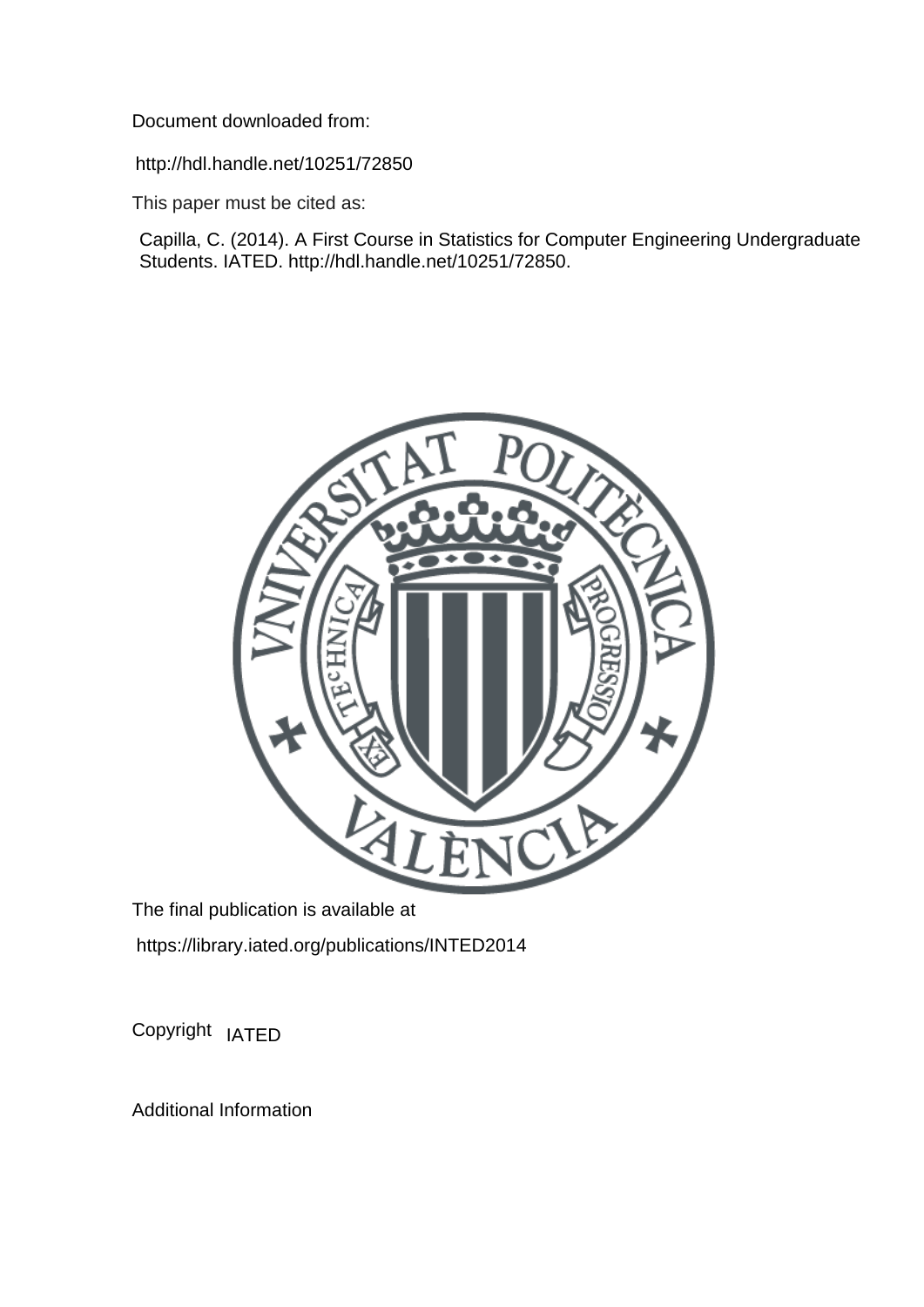Document downloaded from:

http://hdl.handle.net/10251/72850

This paper must be cited as:

Capilla, C. (2014). A First Course in Statistics for Computer Engineering Undergraduate Students. IATED. http://hdl.handle.net/10251/72850.

The final publication is available at

https://library.iated.org/publications/INTED2014

Copyright IATED

Additional Information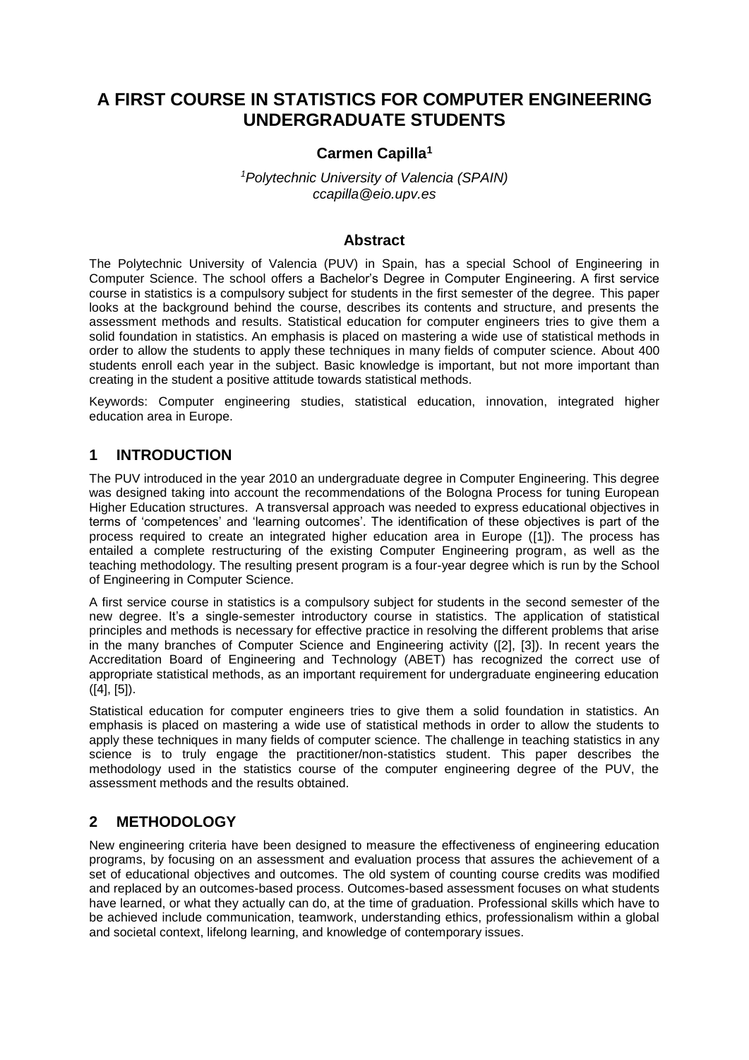# A FIRST COURSE IN STATISTICS FOR COMPUTER ENGINEERING UNDERGRADUATE STUDENTS

**Carmen Capilla[1]**

*[1]Polytechnic University of Valencia (SPAIN)*
*ccapilla@eio.upv.es*

## Abstract

The Polytechnic University of Valencia (PUV) in Spain, has a special School of Engineering in Computer Science. The school offers a Bachelor's Degree in Computer Engineering. A first service course in statistics is a compulsory subject for students in the first semester of the degree. This paper looks at the background behind the course, describes its contents and structure, and presents the assessment methods and results. Statistical education for computer engineers tries to give them a solid foundation in statistics. An emphasis is placed on mastering a wide use of statistical methods in order to allow the students to apply these techniques in many fields of computer science. About 400 students enroll each year in the subject. Basic knowledge is important, but not more important than creating in the student a positive attitude towards statistical methods.

Keywords: Computer engineering studies, statistical education, innovation, integrated higher education area in Europe.

## 1 INTRODUCTION

The PUV introduced in the year 2010 an undergraduate degree in Computer Engineering. This degree was designed taking into account the recommendations of the Bologna Process for tuning European Higher Education structures. A transversal approach was needed to express educational objectives in terms of 'competences' and 'learning outcomes'. The identification of these objectives is part of the process required to create an integrated higher education area in Europe ([1]). The process has entailed a complete restructuring of the existing Computer Engineering program, as well as the teaching methodology. The resulting present program is a four-year degree which is run by the School of Engineering in Computer Science.

A first service course in statistics is a compulsory subject for students in the second semester of the new degree. It's a single-semester introductory course in statistics. The application of statistical principles and methods is necessary for effective practice in resolving the different problems that arise in the many branches of Computer Science and Engineering activity ([2], [3]). In recent years the Accreditation Board of Engineering and Technology (ABET) has recognized the correct use of appropriate statistical methods, as an important requirement for undergraduate engineering education ([4], [5]).

Statistical education for computer engineers tries to give them a solid foundation in statistics. An emphasis is placed on mastering a wide use of statistical methods in order to allow the students to apply these techniques in many fields of computer science. The challenge in teaching statistics in any science is to truly engage the practitioner/non-statistics student. This paper describes the methodology used in the statistics course of the computer engineering degree of the PUV, the assessment methods and the results obtained.

## 2 METHODOLOGY

New engineering criteria have been designed to measure the effectiveness of engineering education programs, by focusing on an assessment and evaluation process that assures the achievement of a set of educational objectives and outcomes. The old system of counting course credits was modified and replaced by an outcomes-based process. Outcomes-based assessment focuses on what students have learned, or what they actually can do, at the time of graduation. Professional skills which have to be achieved include communication, teamwork, understanding ethics, professionalism within a global and societal context, lifelong learning, and knowledge of contemporary issues.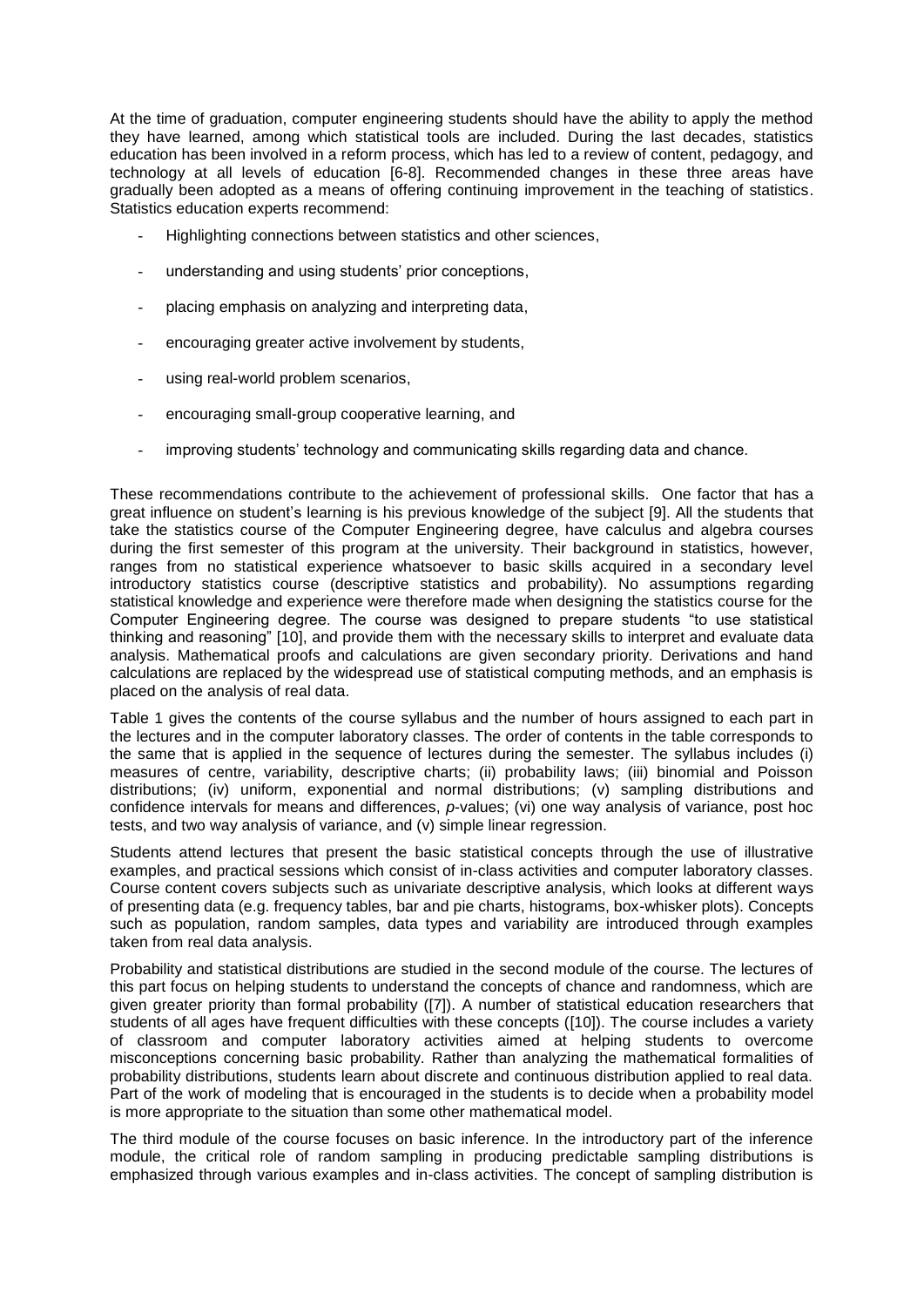At the time of graduation, computer engineering students should have the ability to apply the method they have learned, among which statistical tools are included. During the last decades, statistics education has been involved in a reform process, which has led to a review of content, pedagogy, and technology at all levels of education [6-8]. Recommended changes in these three areas have gradually been adopted as a means of offering continuing improvement in the teaching of statistics. Statistics education experts recommend:

- Highlighting connections between statistics and other sciences,
- understanding and using students' prior conceptions,
- placing emphasis on analyzing and interpreting data,
- encouraging greater active involvement by students,
- using real-world problem scenarios,
- encouraging small-group cooperative learning, and
- improving students' technology and communicating skills regarding data and chance.

These recommendations contribute to the achievement of professional skills. One factor that has a great influence on student's learning is his previous knowledge of the subject [9]. All the students that take the statistics course of the Computer Engineering degree, have calculus and algebra courses during the first semester of this program at the university. Their background in statistics, however, ranges from no statistical experience whatsoever to basic skills acquired in a secondary level introductory statistics course (descriptive statistics and probability). No assumptions regarding statistical knowledge and experience were therefore made when designing the statistics course for the Computer Engineering degree. The course was designed to prepare students "to use statistical thinking and reasoning" [10], and provide them with the necessary skills to interpret and evaluate data analysis. Mathematical proofs and calculations are given secondary priority. Derivations and hand calculations are replaced by the widespread use of statistical computing methods, and an emphasis is placed on the analysis of real data.

Table 1 gives the contents of the course syllabus and the number of hours assigned to each part in the lectures and in the computer laboratory classes. The order of contents in the table corresponds to the same that is applied in the sequence of lectures during the semester. The syllabus includes (i) measures of centre, variability, descriptive charts; (ii) probability laws; (iii) binomial and Poisson distributions; (iv) uniform, exponential and normal distributions; (v) sampling distributions and confidence intervals for means and differences, *p*-values; (vi) one way analysis of variance, post hoc tests, and two way analysis of variance, and (v) simple linear regression.

Students attend lectures that present the basic statistical concepts through the use of illustrative examples, and practical sessions which consist of in-class activities and computer laboratory classes. Course content covers subjects such as univariate descriptive analysis, which looks at different ways of presenting data (e.g. frequency tables, bar and pie charts, histograms, box-whisker plots). Concepts such as population, random samples, data types and variability are introduced through examples taken from real data analysis.

Probability and statistical distributions are studied in the second module of the course. The lectures of this part focus on helping students to understand the concepts of chance and randomness, which are given greater priority than formal probability ([7]). A number of statistical education researchers that students of all ages have frequent difficulties with these concepts ([10]). The course includes a variety of classroom and computer laboratory activities aimed at helping students to overcome misconceptions concerning basic probability. Rather than analyzing the mathematical formalities of probability distributions, students learn about discrete and continuous distribution applied to real data. Part of the work of modeling that is encouraged in the students is to decide when a probability model is more appropriate to the situation than some other mathematical model.

The third module of the course focuses on basic inference. In the introductory part of the inference module, the critical role of random sampling in producing predictable sampling distributions is emphasized through various examples and in-class activities. The concept of sampling distribution is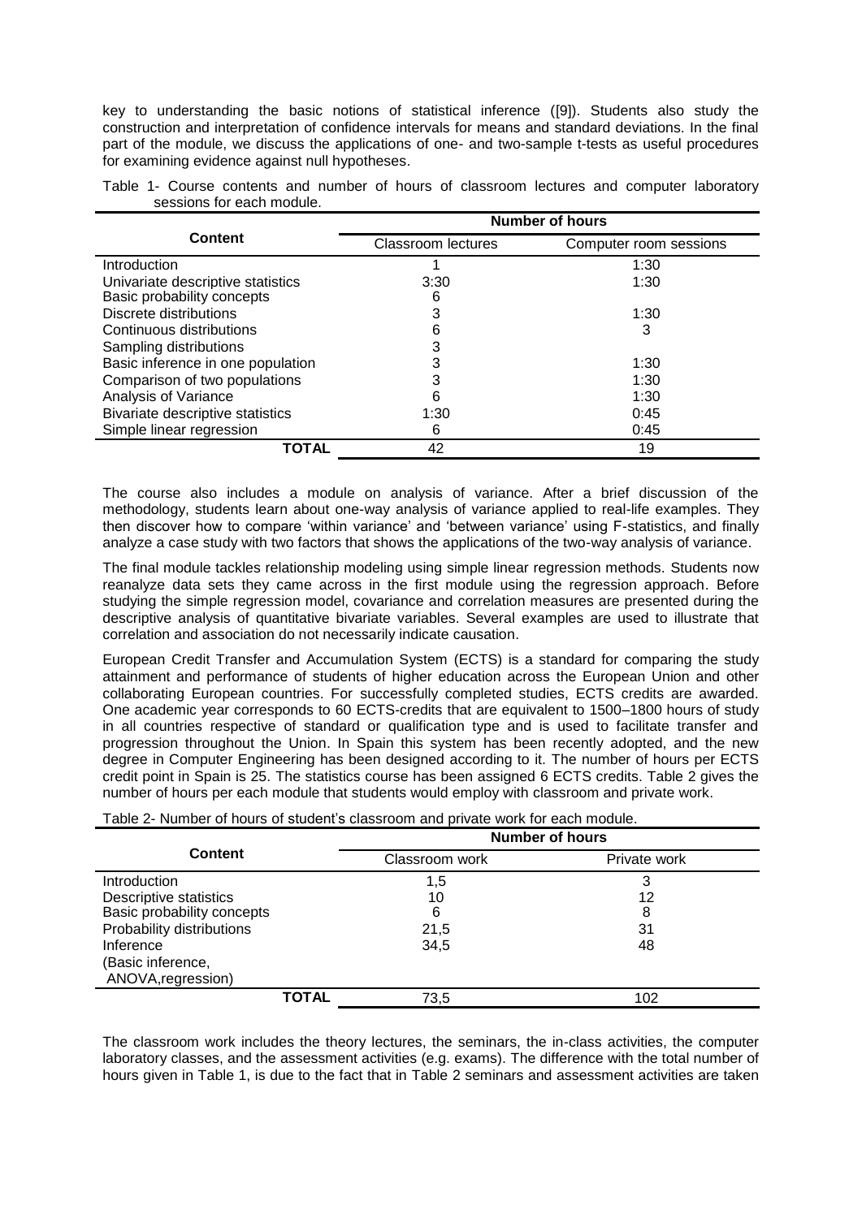key to understanding the basic notions of statistical inference ([9]). Students also study the construction and interpretation of confidence intervals for means and standard deviations. In the final part of the module, we discuss the applications of one- and two-sample t-tests as useful procedures for examining evidence against null hypotheses.

Table 1- Course contents and number of hours of classroom lectures and computer laboratory sessions for each module.

| Content | Number of hours | |
|---|---|---|
| | Classroom lectures | Computer room sessions |
| Introduction | 1 | 1:30 |
| Univariate descriptive statistics | 3:30 | 1:30 |
| Basic probability concepts | 6 | |
| Discrete distributions | 3 | 1:30 |
| Continuous distributions | 6 | 3 |
| Sampling distributions | 3 | |
| Basic inference in one population | 3 | 1:30 |
| Comparison of two populations | 3 | 1:30 |
| Analysis of Variance | 6 | 1:30 |
| Bivariate descriptive statistics | 1:30 | 0:45 |
| Simple linear regression | 6 | 0:45 |
| **TOTAL** | 42 | 19 |

The course also includes a module on analysis of variance. After a brief discussion of the methodology, students learn about one-way analysis of variance applied to real-life examples. They then discover how to compare 'within variance' and 'between variance' using F-statistics, and finally analyze a case study with two factors that shows the applications of the two-way analysis of variance.

The final module tackles relationship modeling using simple linear regression methods. Students now reanalyze data sets they came across in the first module using the regression approach. Before studying the simple regression model, covariance and correlation measures are presented during the descriptive analysis of quantitative bivariate variables. Several examples are used to illustrate that correlation and association do not necessarily indicate causation.

European Credit Transfer and Accumulation System (ECTS) is a standard for comparing the study attainment and performance of students of higher education across the European Union and other collaborating European countries. For successfully completed studies, ECTS credits are awarded. One academic year corresponds to 60 ECTS-credits that are equivalent to 1500–1800 hours of study in all countries respective of standard or qualification type and is used to facilitate transfer and progression throughout the Union. In Spain this system has been recently adopted, and the new degree in Computer Engineering has been designed according to it. The number of hours per ECTS credit point in Spain is 25. The statistics course has been assigned 6 ECTS credits. Table 2 gives the number of hours per each module that students would employ with classroom and private work.

Table 2- Number of hours of student's classroom and private work for each module.

| Content | Number of hours | |
|---|---|---|
| | Classroom work | Private work |
| Introduction | 1,5 | 3 |
| Descriptive statistics | 10 | 12 |
| Basic probability concepts | 6 | 8 |
| Probability distributions | 21,5 | 31 |
| Inference (Basic inference, ANOVA,regression) | 34,5 | 48 |
| **TOTAL** | 73,5 | 102 |

The classroom work includes the theory lectures, the seminars, the in-class activities, the computer laboratory classes, and the assessment activities (e.g. exams). The difference with the total number of hours given in Table 1, is due to the fact that in Table 2 seminars and assessment activities are taken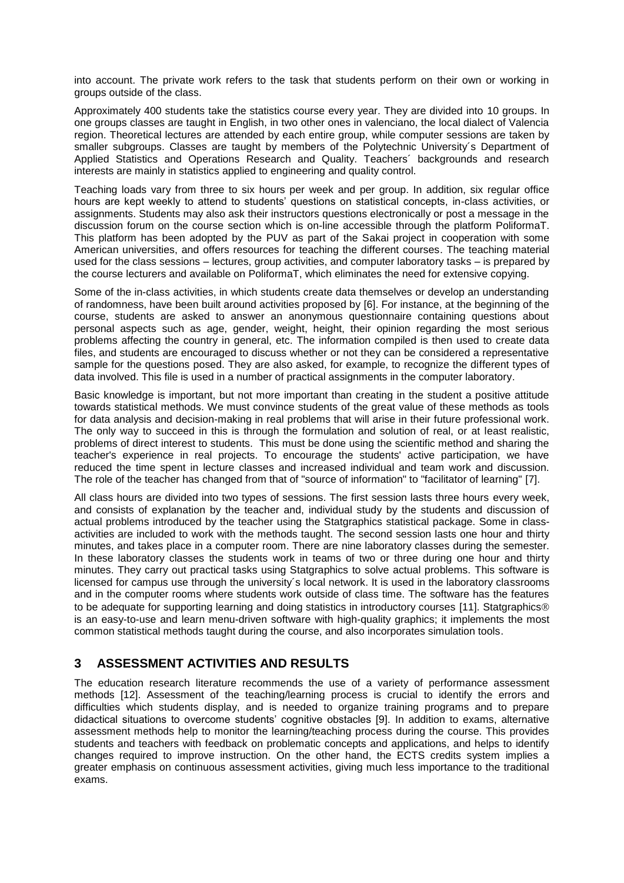into account. The private work refers to the task that students perform on their own or working in groups outside of the class.

Approximately 400 students take the statistics course every year. They are divided into 10 groups. In one groups classes are taught in English, in two other ones in valenciano, the local dialect of Valencia region. Theoretical lectures are attended by each entire group, while computer sessions are taken by smaller subgroups. Classes are taught by members of the Polytechnic University´s Department of Applied Statistics and Operations Research and Quality. Teachers´ backgrounds and research interests are mainly in statistics applied to engineering and quality control.

Teaching loads vary from three to six hours per week and per group. In addition, six regular office hours are kept weekly to attend to students' questions on statistical concepts, in-class activities, or assignments. Students may also ask their instructors questions electronically or post a message in the discussion forum on the course section which is on-line accessible through the platform PoliformaT. This platform has been adopted by the PUV as part of the Sakai project in cooperation with some American universities, and offers resources for teaching the different courses. The teaching material used for the class sessions – lectures, group activities, and computer laboratory tasks – is prepared by the course lecturers and available on PoliformaT, which eliminates the need for extensive copying.

Some of the in-class activities, in which students create data themselves or develop an understanding of randomness, have been built around activities proposed by [6]. For instance, at the beginning of the course, students are asked to answer an anonymous questionnaire containing questions about personal aspects such as age, gender, weight, height, their opinion regarding the most serious problems affecting the country in general, etc. The information compiled is then used to create data files, and students are encouraged to discuss whether or not they can be considered a representative sample for the questions posed. They are also asked, for example, to recognize the different types of data involved. This file is used in a number of practical assignments in the computer laboratory.

Basic knowledge is important, but not more important than creating in the student a positive attitude towards statistical methods. We must convince students of the great value of these methods as tools for data analysis and decision-making in real problems that will arise in their future professional work. The only way to succeed in this is through the formulation and solution of real, or at least realistic, problems of direct interest to students. This must be done using the scientific method and sharing the teacher's experience in real projects. To encourage the students' active participation, we have reduced the time spent in lecture classes and increased individual and team work and discussion. The role of the teacher has changed from that of "source of information" to "facilitator of learning" [7].

All class hours are divided into two types of sessions. The first session lasts three hours every week, and consists of explanation by the teacher and, individual study by the students and discussion of actual problems introduced by the teacher using the Statgraphics statistical package. Some in class-activities are included to work with the methods taught. The second session lasts one hour and thirty minutes, and takes place in a computer room. There are nine laboratory classes during the semester. In these laboratory classes the students work in teams of two or three during one hour and thirty minutes. They carry out practical tasks using Statgraphics to solve actual problems. This software is licensed for campus use through the university´s local network. It is used in the laboratory classrooms and in the computer rooms where students work outside of class time. The software has the features to be adequate for supporting learning and doing statistics in introductory courses [11]. Statgraphics® is an easy-to-use and learn menu-driven software with high-quality graphics; it implements the most common statistical methods taught during the course, and also incorporates simulation tools.

## 3 ASSESSMENT ACTIVITIES AND RESULTS

The education research literature recommends the use of a variety of performance assessment methods [12]. Assessment of the teaching/learning process is crucial to identify the errors and difficulties which students display, and is needed to organize training programs and to prepare didactical situations to overcome students' cognitive obstacles [9]. In addition to exams, alternative assessment methods help to monitor the learning/teaching process during the course. This provides students and teachers with feedback on problematic concepts and applications, and helps to identify changes required to improve instruction. On the other hand, the ECTS credits system implies a greater emphasis on continuous assessment activities, giving much less importance to the traditional exams.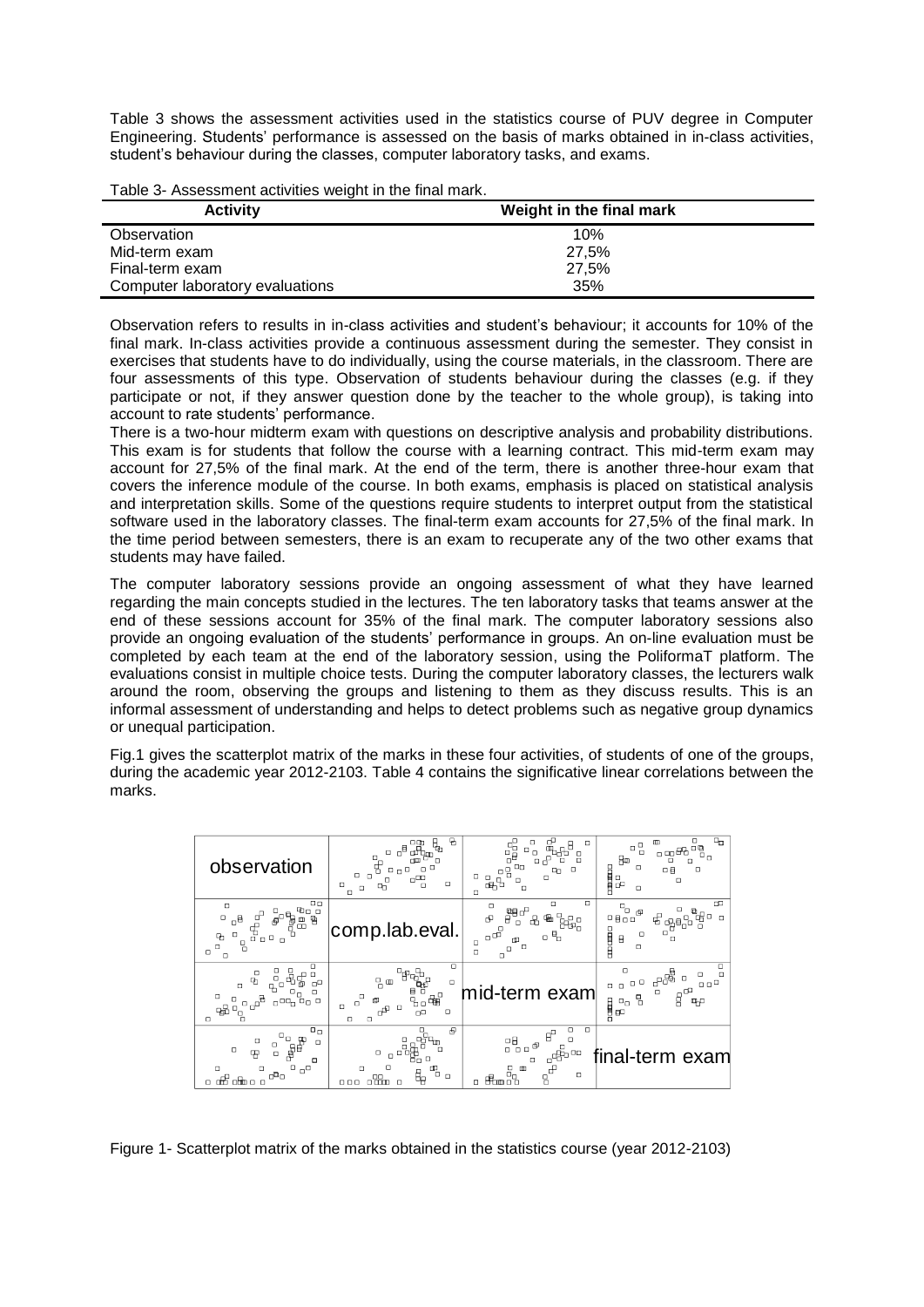Table 3 shows the assessment activities used in the statistics course of PUV degree in Computer Engineering. Students' performance is assessed on the basis of marks obtained in in-class activities, student's behaviour during the classes, computer laboratory tasks, and exams.

Table 3- Assessment activities weight in the final mark.

| Activity | Weight in the final mark |
|---|---|
| Observation | 10% |
| Mid-term exam | 27,5% |
| Final-term exam | 27,5% |
| Computer laboratory evaluations | 35% |

Observation refers to results in in-class activities and student's behaviour; it accounts for 10% of the final mark. In-class activities provide a continuous assessment during the semester. They consist in exercises that students have to do individually, using the course materials, in the classroom. There are four assessments of this type. Observation of students behaviour during the classes (e.g. if they participate or not, if they answer question done by the teacher to the whole group), is taking into account to rate students' performance.

There is a two-hour midterm exam with questions on descriptive analysis and probability distributions. This exam is for students that follow the course with a learning contract. This mid-term exam may account for 27,5% of the final mark. At the end of the term, there is another three-hour exam that covers the inference module of the course. In both exams, emphasis is placed on statistical analysis and interpretation skills. Some of the questions require students to interpret output from the statistical software used in the laboratory classes. The final-term exam accounts for 27,5% of the final mark. In the time period between semesters, there is an exam to recuperate any of the two other exams that students may have failed.

The computer laboratory sessions provide an ongoing assessment of what they have learned regarding the main concepts studied in the lectures. The ten laboratory tasks that teams answer at the end of these sessions account for 35% of the final mark. The computer laboratory sessions also provide an ongoing evaluation of the students' performance in groups. An on-line evaluation must be completed by each team at the end of the laboratory session, using the PoliformaT platform. The evaluations consist in multiple choice tests. During the computer laboratory classes, the lecturers walk around the room, observing the groups and listening to them as they discuss results. This is an informal assessment of understanding and helps to detect problems such as negative group dynamics or unequal participation.

Fig.1 gives the scatterplot matrix of the marks in these four activities, of students of one of the groups, during the academic year 2012-2103. Table 4 contains the significative linear correlations between the marks.

Figure 1- Scatterplot matrix of the marks obtained in the statistics course (year 2012-2103)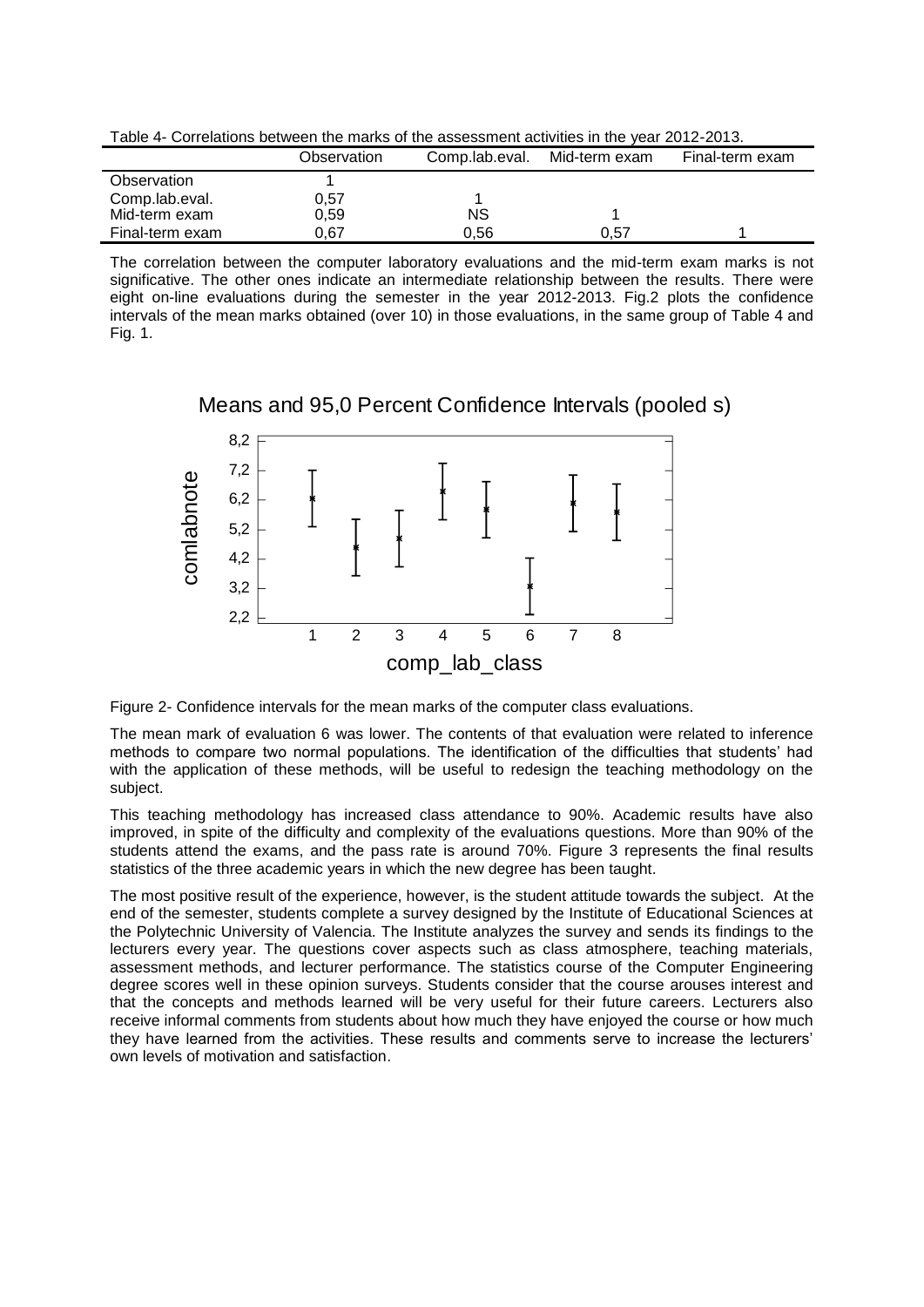Table 4- Correlations between the marks of the assessment activities in the year 2012-2013.

| | Observation | Comp.lab.eval. | Mid-term exam | Final-term exam |
|---|---|---|---|---|
| Observation | 1 | | | |
| Comp.lab.eval. | 0,57 | 1 | | |
| Mid-term exam | 0,59 | NS | 1 | |
| Final-term exam | 0,67 | 0,56 | 0,57 | 1 |

The correlation between the computer laboratory evaluations and the mid-term exam marks is not significative. The other ones indicate an intermediate relationship between the results. There were eight on-line evaluations during the semester in the year 2012-2013. Fig.2 plots the confidence intervals of the mean marks obtained (over 10) in those evaluations, in the same group of Table 4 and Fig. 1.

Figure 2- Confidence intervals for the mean marks of the computer class evaluations.

The mean mark of evaluation 6 was lower. The contents of that evaluation were related to inference methods to compare two normal populations. The identification of the difficulties that students' had with the application of these methods, will be useful to redesign the teaching methodology on the subject.

This teaching methodology has increased class attendance to 90%. Academic results have also improved, in spite of the difficulty and complexity of the evaluations questions. More than 90% of the students attend the exams, and the pass rate is around 70%. Figure 3 represents the final results statistics of the three academic years in which the new degree has been taught.

The most positive result of the experience, however, is the student attitude towards the subject. At the end of the semester, students complete a survey designed by the Institute of Educational Sciences at the Polytechnic University of Valencia. The Institute analyzes the survey and sends its findings to the lecturers every year. The questions cover aspects such as class atmosphere, teaching materials, assessment methods, and lecturer performance. The statistics course of the Computer Engineering degree scores well in these opinion surveys. Students consider that the course arouses interest and that the concepts and methods learned will be very useful for their future careers. Lecturers also receive informal comments from students about how much they have enjoyed the course or how much they have learned from the activities. These results and comments serve to increase the lecturers' own levels of motivation and satisfaction.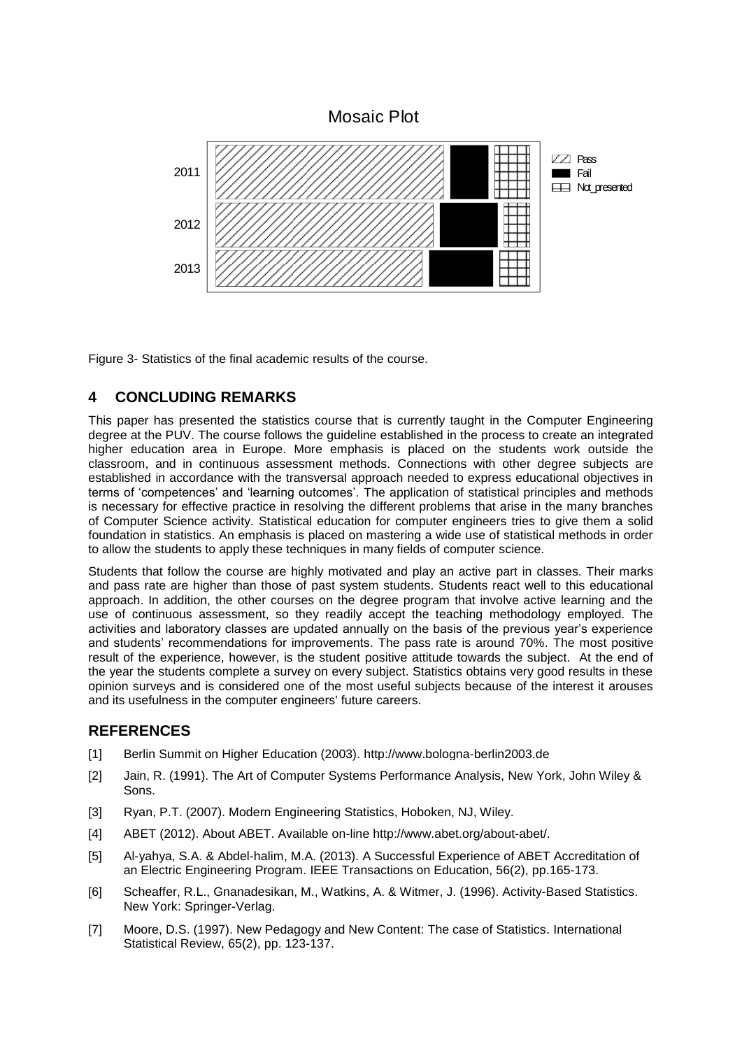Mosaic Plot

| | Pass | Fail | Not_presented |
|---|---|---|---|
| 2011 | | | |
| 2012 | | | |
| 2013 | | | |

Figure 3- Statistics of the final academic results of the course.

## 4 CONCLUDING REMARKS

This paper has presented the statistics course that is currently taught in the Computer Engineering degree at the PUV. The course follows the guideline established in the process to create an integrated higher education area in Europe. More emphasis is placed on the students work outside the classroom, and in continuous assessment methods. Connections with other degree subjects are established in accordance with the transversal approach needed to express educational objectives in terms of 'competences' and 'learning outcomes'. The application of statistical principles and methods is necessary for effective practice in resolving the different problems that arise in the many branches of Computer Science activity. Statistical education for computer engineers tries to give them a solid foundation in statistics. An emphasis is placed on mastering a wide use of statistical methods in order to allow the students to apply these techniques in many fields of computer science.

Students that follow the course are highly motivated and play an active part in classes. Their marks and pass rate are higher than those of past system students. Students react well to this educational approach. In addition, the other courses on the degree program that involve active learning and the use of continuous assessment, so they readily accept the teaching methodology employed. The activities and laboratory classes are updated annually on the basis of the previous year's experience and students' recommendations for improvements. The pass rate is around 70%. The most positive result of the experience, however, is the student positive attitude towards the subject. At the end of the year the students complete a survey on every subject. Statistics obtains very good results in these opinion surveys and is considered one of the most useful subjects because of the interest it arouses and its usefulness in the computer engineers' future careers.

## REFERENCES

[1] Berlin Summit on Higher Education (2003). http://www.bologna-berlin2003.de

[2] Jain, R. (1991). The Art of Computer Systems Performance Analysis, New York, John Wiley & Sons.

[3] Ryan, P.T. (2007). Modern Engineering Statistics, Hoboken, NJ, Wiley.

[4] ABET (2012). About ABET. Available on-line http://www.abet.org/about-abet/.

[5] Al-yahya, S.A. & Abdel-halim, M.A. (2013). A Successful Experience of ABET Accreditation of an Electric Engineering Program. IEEE Transactions on Education, 56(2), pp.165-173.

[6] Scheaffer, R.L., Gnanadesikan, M., Watkins, A. & Witmer, J. (1996). Activity-Based Statistics. New York: Springer-Verlag.

[7] Moore, D.S. (1997). New Pedagogy and New Content: The case of Statistics. International Statistical Review, 65(2), pp. 123-137.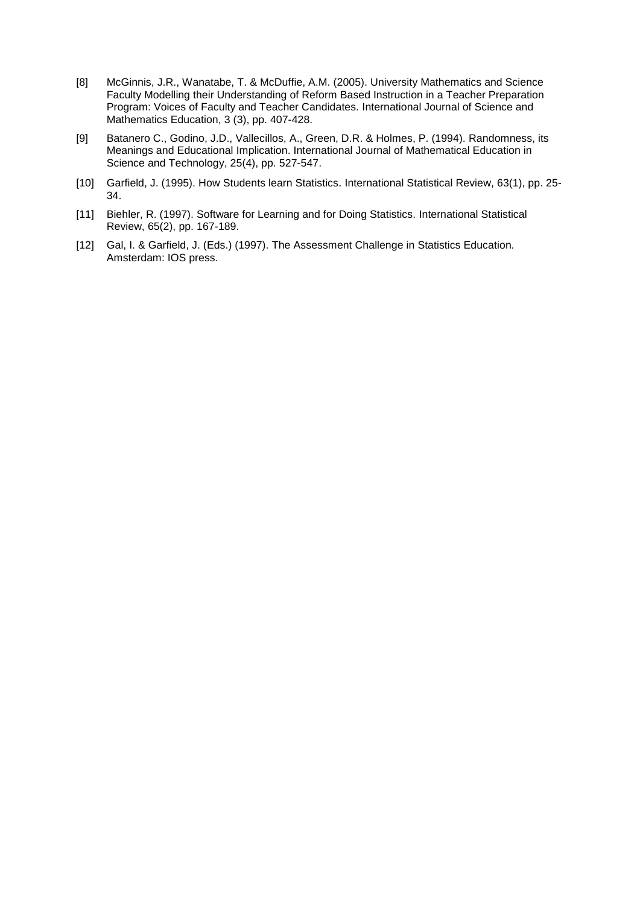[8] McGinnis, J.R., Wanatabe, T. & McDuffie, A.M. (2005). University Mathematics and Science Faculty Modelling their Understanding of Reform Based Instruction in a Teacher Preparation Program: Voices of Faculty and Teacher Candidates. International Journal of Science and Mathematics Education, 3 (3), pp. 407-428.

[9] Batanero C., Godino, J.D., Vallecillos, A., Green, D.R. & Holmes, P. (1994). Randomness, its Meanings and Educational Implication. International Journal of Mathematical Education in Science and Technology, 25(4), pp. 527-547.

[10] Garfield, J. (1995). How Students learn Statistics. International Statistical Review, 63(1), pp. 25-34.

[11] Biehler, R. (1997). Software for Learning and for Doing Statistics. International Statistical Review, 65(2), pp. 167-189.

[12] Gal, I. & Garfield, J. (Eds.) (1997). The Assessment Challenge in Statistics Education. Amsterdam: IOS press.